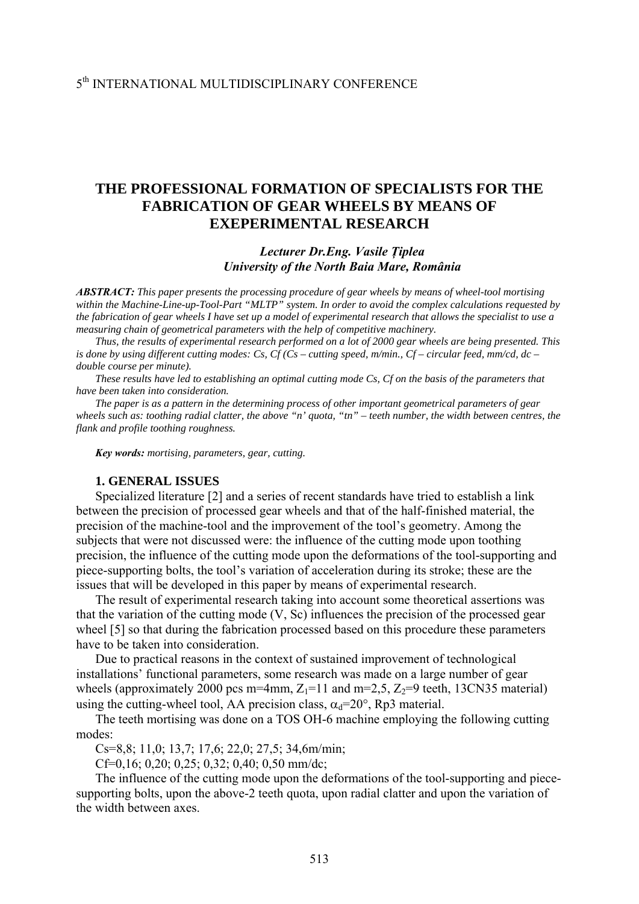# THE PROFESSIONAL FORMATION OF SPECIALISTS FOR THE FABRICATION OF GEAR WHEELS BY MEANS OF EXEPERIMENTAL RESEARCH

***Lecturer Dr.Eng. Vasile Țiplea***
***University of the North Baia Mare, România***

***ABSTRACT:*** *This paper presents the processing procedure of gear wheels by means of wheel-tool mortising within the Machine-Line-up-Tool-Part "MLTP" system. In order to avoid the complex calculations requested by the fabrication of gear wheels I have set up a model of experimental research that allows the specialist to use a measuring chain of geometrical parameters with the help of competitive machinery.*

*Thus, the results of experimental research performed on a lot of 2000 gear wheels are being presented. This is done by using different cutting modes: Cs, Cf (Cs – cutting speed, m/min., Cf – circular feed, mm/cd, dc – double course per minute).*

*These results have led to establishing an optimal cutting mode Cs, Cf on the basis of the parameters that have been taken into consideration.*

*The paper is as a pattern in the determining process of other important geometrical parameters of gear wheels such as: toothing radial clatter, the above "n' quota, "tn" – teeth number, the width between centres, the flank and profile toothing roughness.*

***Key words:*** *mortising, parameters, gear, cutting.*

## 1. GENERAL ISSUES

Specialized literature [2] and a series of recent standards have tried to establish a link between the precision of processed gear wheels and that of the half-finished material, the precision of the machine-tool and the improvement of the tool's geometry. Among the subjects that were not discussed were: the influence of the cutting mode upon toothing precision, the influence of the cutting mode upon the deformations of the tool-supporting and piece-supporting bolts, the tool's variation of acceleration during its stroke; these are the issues that will be developed in this paper by means of experimental research.

The result of experimental research taking into account some theoretical assertions was that the variation of the cutting mode (V, Sc) influences the precision of the processed gear wheel [5] so that during the fabrication processed based on this procedure these parameters have to be taken into consideration.

Due to practical reasons in the context of sustained improvement of technological installations' functional parameters, some research was made on a large number of gear wheels (approximately 2000 pcs m=4mm, $Z_1$=11 and m=2,5, $Z_2$=9 teeth, 13CN35 material) using the cutting-wheel tool, AA precision class, $\alpha_d$=20°, Rp3 material.

The teeth mortising was done on a TOS OH-6 machine employing the following cutting modes:

Cs=8,8; 11,0; 13,7; 17,6; 22,0; 27,5; 34,6m/min;

Cf=0,16; 0,20; 0,25; 0,32; 0,40; 0,50 mm/dc;

The influence of the cutting mode upon the deformations of the tool-supporting and piece-supporting bolts, upon the above-2 teeth quota, upon radial clatter and upon the variation of the width between axes.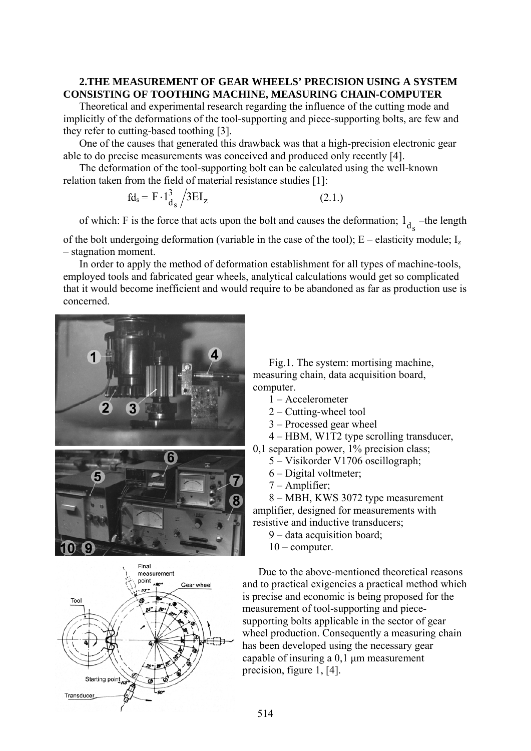## 2.THE MEASUREMENT OF GEAR WHEELS' PRECISION USING A SYSTEM CONSISTING OF TOOTHING MACHINE, MEASURING CHAIN-COMPUTER

Theoretical and experimental research regarding the influence of the cutting mode and implicitly of the deformations of the tool-supporting and piece-supporting bolts, are few and they refer to cutting-based toothing [3].

One of the causes that generated this drawback was that a high-precision electronic gear able to do precise measurements was conceived and produced only recently [4].

The deformation of the tool-supporting bolt can be calculated using the well-known relation taken from the field of material resistance studies [1]:

$$fd_s = F \cdot l_{d_s}^3 / 3EI_z \qquad (2.1.)$$

of which: F is the force that acts upon the bolt and causes the deformation; $l_{d_s}$ –the length of the bolt undergoing deformation (variable in the case of the tool); E – elasticity module; $I_z$ – stagnation moment.

In order to apply the method of deformation establishment for all types of machine-tools, employed tools and fabricated gear wheels, analytical calculations would get so complicated that it would become inefficient and would require to be abandoned as far as production use is concerned.

Fig.1. The system: mortising machine, measuring chain, data acquisition board, computer.

1 – Accelerometer
2 – Cutting-wheel tool
3 – Processed gear wheel
4 – HBM, W1T2 type scrolling transducer, 0,1 separation power, 1% precision class;
5 – Visikorder V1706 oscillograph;
6 – Digital voltmeter;
7 – Amplifier;
8 – MBH, KWS 3072 type measurement amplifier, designed for measurements with resistive and inductive transducers;
9 – data acquisition board;
10 – computer.

Due to the above-mentioned theoretical reasons and to practical exigencies a practical method which is precise and economic is being proposed for the measurement of tool-supporting and piece-supporting bolts applicable in the sector of gear wheel production. Consequently a measuring chain has been developed using the necessary gear capable of insuring a 0,1 μm measurement precision, figure 1, [4].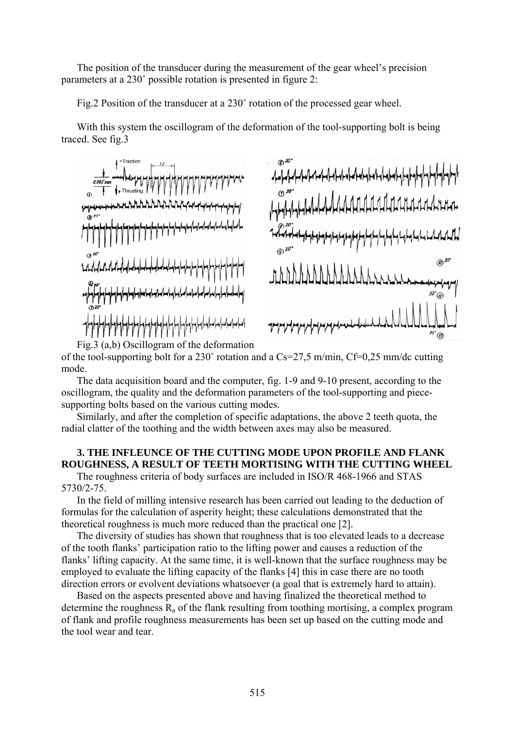The position of the transducer during the measurement of the gear wheel's precision parameters at a 230˚ possible rotation is presented in figure 2:

Fig.2 Position of the transducer at a 230˚ rotation of the processed gear wheel.

With this system the oscillogram of the deformation of the tool-supporting bolt is being traced. See fig.3

Fig.3 (a,b) Oscillogram of the deformation of the tool-supporting bolt for a 230˚ rotation and a Cs=27,5 m/min, Cf=0,25 mm/dc cutting mode.

The data acquisition board and the computer, fig. 1-9 and 9-10 present, according to the oscillogram, the quality and the deformation parameters of the tool-supporting and piece-supporting bolts based on the various cutting modes.

Similarly, and after the completion of specific adaptations, the above 2 teeth quota, the radial clatter of the toothing and the width between axes may also be measured.

## 3. THE INFLEUNCE OF THE CUTTING MODE UPON PROFILE AND FLANK ROUGHNESS, A RESULT OF TEETH MORTISING WITH THE CUTTING WHEEL

The roughness criteria of body surfaces are included in ISO/R 468-1966 and STAS 5730/2-75.

In the field of milling intensive research has been carried out leading to the deduction of formulas for the calculation of asperity height; these calculations demonstrated that the theoretical roughness is much more reduced than the practical one [2].

The diversity of studies has shown that roughness that is too elevated leads to a decrease of the tooth flanks' participation ratio to the lifting power and causes a reduction of the flanks' lifting capacity. At the same time, it is well-known that the surface roughness may be employed to evaluate the lifting capacity of the flanks [4] this in case there are no tooth direction errors or evolvent deviations whatsoever (a goal that is extremely hard to attain).

Based on the aspects presented above and having finalized the theoretical method to determine the roughness $R_a$ of the flank resulting from toothing mortising, a complex program of flank and profile roughness measurements has been set up based on the cutting mode and the tool wear and tear.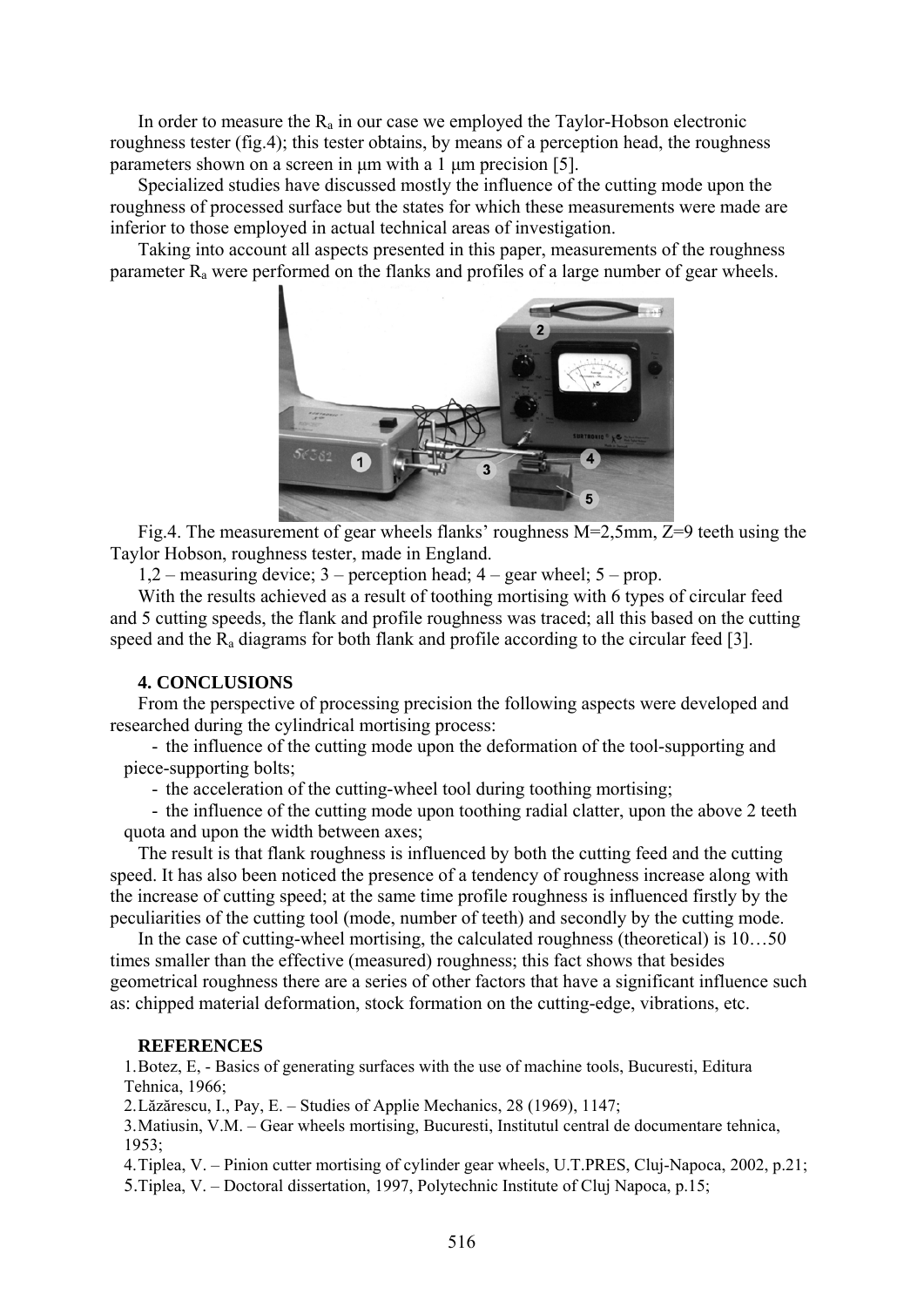In order to measure the $R_a$ in our case we employed the Taylor-Hobson electronic roughness tester (fig.4); this tester obtains, by means of a perception head, the roughness parameters shown on a screen in μm with a 1 μm precision [5].

Specialized studies have discussed mostly the influence of the cutting mode upon the roughness of processed surface but the states for which these measurements were made are inferior to those employed in actual technical areas of investigation.

Taking into account all aspects presented in this paper, measurements of the roughness parameter $R_a$ were performed on the flanks and profiles of a large number of gear wheels.

Fig.4. The measurement of gear wheels flanks' roughness M=2,5mm, Z=9 teeth using the Taylor Hobson, roughness tester, made in England.

1,2 – measuring device; 3 – perception head; 4 – gear wheel; 5 – prop.

With the results achieved as a result of toothing mortising with 6 types of circular feed and 5 cutting speeds, the flank and profile roughness was traced; all this based on the cutting speed and the $R_a$ diagrams for both flank and profile according to the circular feed [3].

## 4. CONCLUSIONS

From the perspective of processing precision the following aspects were developed and researched during the cylindrical mortising process:

- the influence of the cutting mode upon the deformation of the tool-supporting and piece-supporting bolts;
- the acceleration of the cutting-wheel tool during toothing mortising;
- the influence of the cutting mode upon toothing radial clatter, upon the above 2 teeth quota and upon the width between axes;

The result is that flank roughness is influenced by both the cutting feed and the cutting speed. It has also been noticed the presence of a tendency of roughness increase along with the increase of cutting speed; at the same time profile roughness is influenced firstly by the peculiarities of the cutting tool (mode, number of teeth) and secondly by the cutting mode.

In the case of cutting-wheel mortising, the calculated roughness (theoretical) is 10…50 times smaller than the effective (measured) roughness; this fact shows that besides geometrical roughness there are a series of other factors that have a significant influence such as: chipped material deformation, stock formation on the cutting-edge, vibrations, etc.

## REFERENCES

1. Botez, E, - Basics of generating surfaces with the use of machine tools, Bucuresti, Editura Tehnica, 1966;
2. Lăzărescu, I., Pay, E. – Studies of Applie Mechanics, 28 (1969), 1147;
3. Matiusin, V.M. – Gear wheels mortising, Bucuresti, Institutul central de documentare tehnica, 1953;
4. Tiplea, V. – Pinion cutter mortising of cylinder gear wheels, U.T.PRES, Cluj-Napoca, 2002, p.21;
5. Tiplea, V. – Doctoral dissertation, 1997, Polytechnic Institute of Cluj Napoca, p.15;